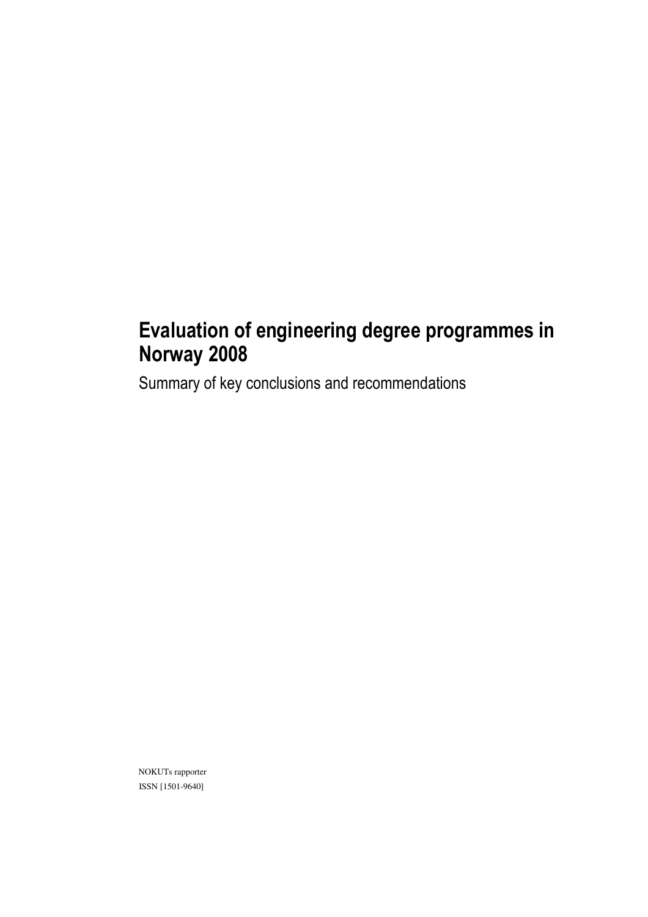# Evaluation of engineering degree programmes in Norway 2008

## Summary of key conclusions and recommendations

NOKUTs rapporter

ISSN [1501-9640]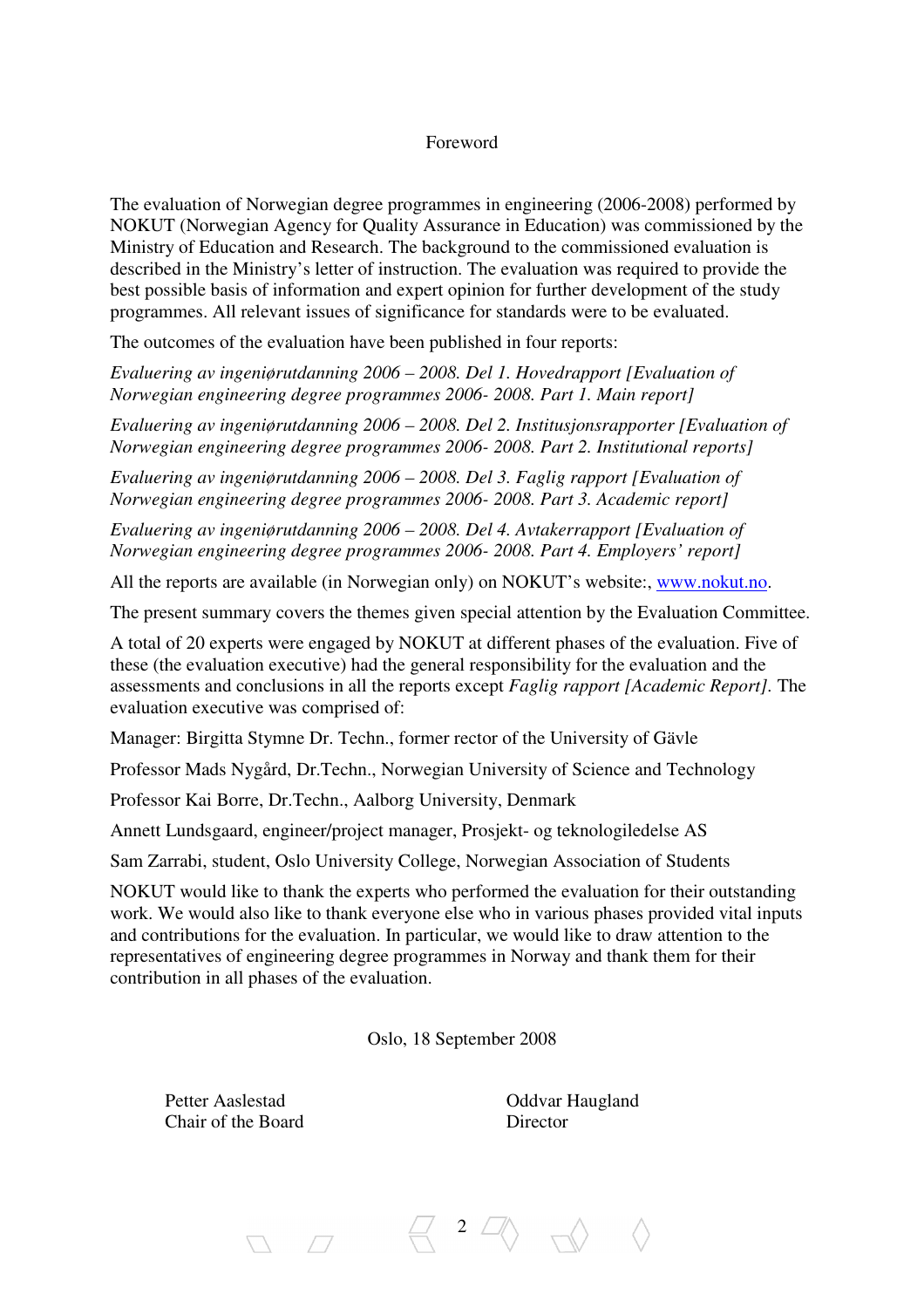# Foreword

The evaluation of Norwegian degree programmes in engineering (2006-2008) performed by NOKUT (Norwegian Agency for Quality Assurance in Education) was commissioned by the Ministry of Education and Research. The background to the commissioned evaluation is described in the Ministry's letter of instruction. The evaluation was required to provide the best possible basis of information and expert opinion for further development of the study programmes. All relevant issues of significance for standards were to be evaluated.

The outcomes of the evaluation have been published in four reports:

*Evaluering av ingeniørutdanning 2006 – 2008. Del 1. Hovedrapport [Evaluation of Norwegian engineering degree programmes 2006- 2008. Part 1. Main report]*

*Evaluering av ingeniørutdanning 2006 – 2008. Del 2. Institusjonsrapporter [Evaluation of Norwegian engineering degree programmes 2006- 2008. Part 2. Institutional reports]*

*Evaluering av ingeniørutdanning 2006 – 2008. Del 3. Faglig rapport [Evaluation of Norwegian engineering degree programmes 2006- 2008. Part 3. Academic report]*

*Evaluering av ingeniørutdanning 2006 – 2008. Del 4. Avtakerrapport [Evaluation of Norwegian engineering degree programmes 2006- 2008. Part 4. Employers' report]*

All the reports are available (in Norwegian only) on NOKUT's website:, www.nokut.no.

The present summary covers the themes given special attention by the Evaluation Committee.

A total of 20 experts were engaged by NOKUT at different phases of the evaluation. Five of these (the evaluation executive) had the general responsibility for the evaluation and the assessments and conclusions in all the reports except *Faglig rapport [Academic Report].* The evaluation executive was comprised of:

Manager: Birgitta Stymne Dr. Techn., former rector of the University of Gävle

Professor Mads Nygård, Dr.Techn., Norwegian University of Science and Technology

Professor Kai Borre, Dr.Techn., Aalborg University, Denmark

Annett Lundsgaard, engineer/project manager, Prosjekt- og teknologiledelse AS

Sam Zarrabi, student, Oslo University College, Norwegian Association of Students

NOKUT would like to thank the experts who performed the evaluation for their outstanding work. We would also like to thank everyone else who in various phases provided vital inputs and contributions for the evaluation. In particular, we would like to draw attention to the representatives of engineering degree programmes in Norway and thank them for their contribution in all phases of the evaluation.

Oslo, 18 September 2008

Petter Aaslestad
Chair of the Board

Oddvar Haugland
Director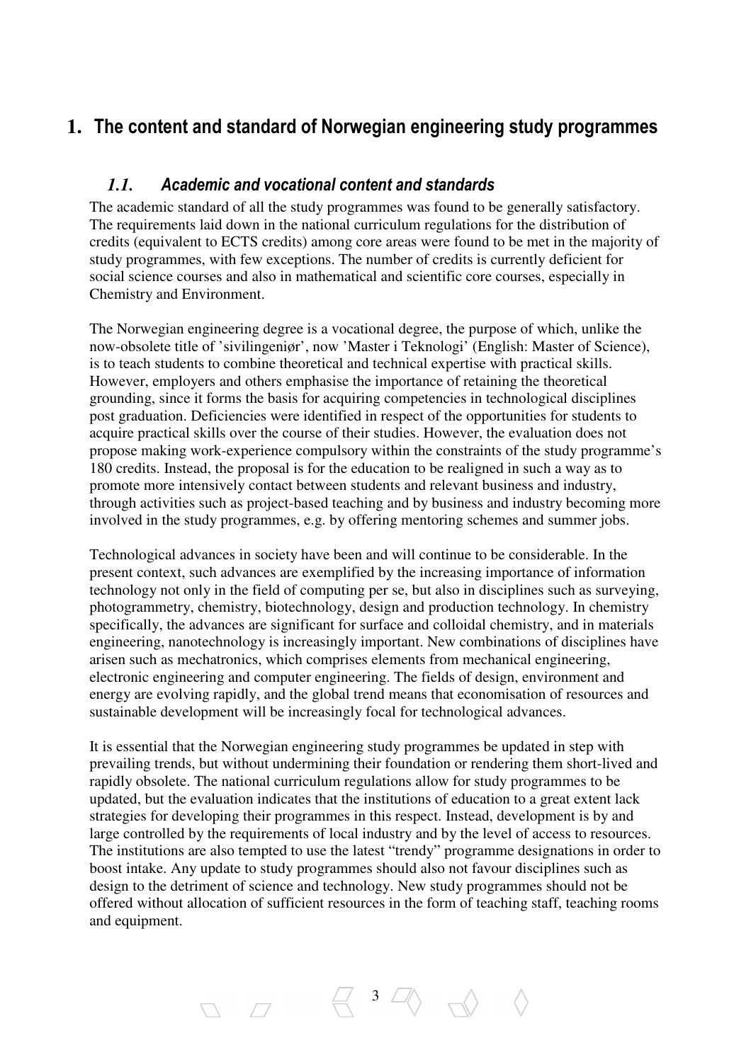# 1. The content and standard of Norwegian engineering study programmes

## *1.1. Academic and vocational content and standards*

The academic standard of all the study programmes was found to be generally satisfactory. The requirements laid down in the national curriculum regulations for the distribution of credits (equivalent to ECTS credits) among core areas were found to be met in the majority of study programmes, with few exceptions. The number of credits is currently deficient for social science courses and also in mathematical and scientific core courses, especially in Chemistry and Environment.

The Norwegian engineering degree is a vocational degree, the purpose of which, unlike the now-obsolete title of 'sivilingeniør', now 'Master i Teknologi' (English: Master of Science), is to teach students to combine theoretical and technical expertise with practical skills. However, employers and others emphasise the importance of retaining the theoretical grounding, since it forms the basis for acquiring competencies in technological disciplines post graduation. Deficiencies were identified in respect of the opportunities for students to acquire practical skills over the course of their studies. However, the evaluation does not propose making work-experience compulsory within the constraints of the study programme's 180 credits. Instead, the proposal is for the education to be realigned in such a way as to promote more intensively contact between students and relevant business and industry, through activities such as project-based teaching and by business and industry becoming more involved in the study programmes, e.g. by offering mentoring schemes and summer jobs.

Technological advances in society have been and will continue to be considerable. In the present context, such advances are exemplified by the increasing importance of information technology not only in the field of computing per se, but also in disciplines such as surveying, photogrammetry, chemistry, biotechnology, design and production technology. In chemistry specifically, the advances are significant for surface and colloidal chemistry, and in materials engineering, nanotechnology is increasingly important. New combinations of disciplines have arisen such as mechatronics, which comprises elements from mechanical engineering, electronic engineering and computer engineering. The fields of design, environment and energy are evolving rapidly, and the global trend means that economisation of resources and sustainable development will be increasingly focal for technological advances.

It is essential that the Norwegian engineering study programmes be updated in step with prevailing trends, but without undermining their foundation or rendering them short-lived and rapidly obsolete. The national curriculum regulations allow for study programmes to be updated, but the evaluation indicates that the institutions of education to a great extent lack strategies for developing their programmes in this respect. Instead, development is by and large controlled by the requirements of local industry and by the level of access to resources. The institutions are also tempted to use the latest "trendy" programme designations in order to boost intake. Any update to study programmes should also not favour disciplines such as design to the detriment of science and technology. New study programmes should not be offered without allocation of sufficient resources in the form of teaching staff, teaching rooms and equipment.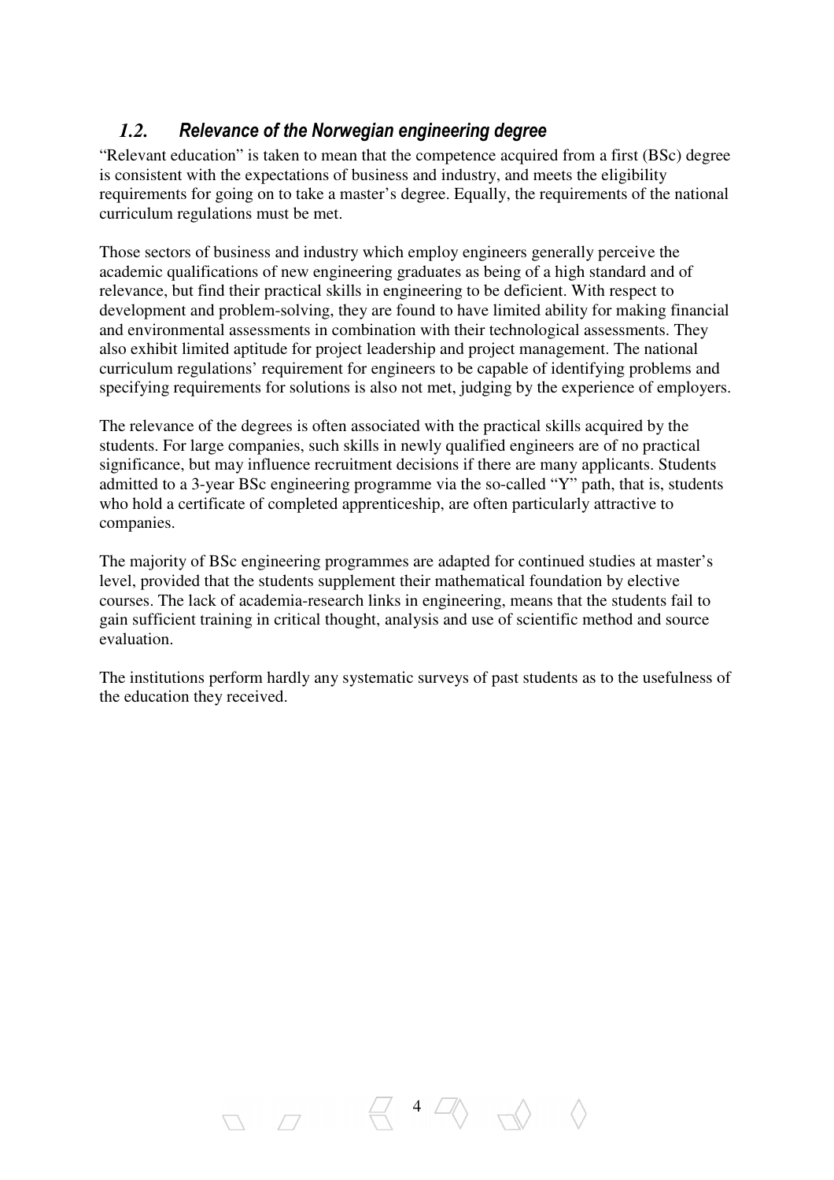## *1.2. Relevance of the Norwegian engineering degree*

"Relevant education" is taken to mean that the competence acquired from a first (BSc) degree is consistent with the expectations of business and industry, and meets the eligibility requirements for going on to take a master's degree. Equally, the requirements of the national curriculum regulations must be met.

Those sectors of business and industry which employ engineers generally perceive the academic qualifications of new engineering graduates as being of a high standard and of relevance, but find their practical skills in engineering to be deficient. With respect to development and problem-solving, they are found to have limited ability for making financial and environmental assessments in combination with their technological assessments. They also exhibit limited aptitude for project leadership and project management. The national curriculum regulations' requirement for engineers to be capable of identifying problems and specifying requirements for solutions is also not met, judging by the experience of employers.

The relevance of the degrees is often associated with the practical skills acquired by the students. For large companies, such skills in newly qualified engineers are of no practical significance, but may influence recruitment decisions if there are many applicants. Students admitted to a 3-year BSc engineering programme via the so-called "Y" path, that is, students who hold a certificate of completed apprenticeship, are often particularly attractive to companies.

The majority of BSc engineering programmes are adapted for continued studies at master's level, provided that the students supplement their mathematical foundation by elective courses. The lack of academia-research links in engineering, means that the students fail to gain sufficient training in critical thought, analysis and use of scientific method and source evaluation.

The institutions perform hardly any systematic surveys of past students as to the usefulness of the education they received.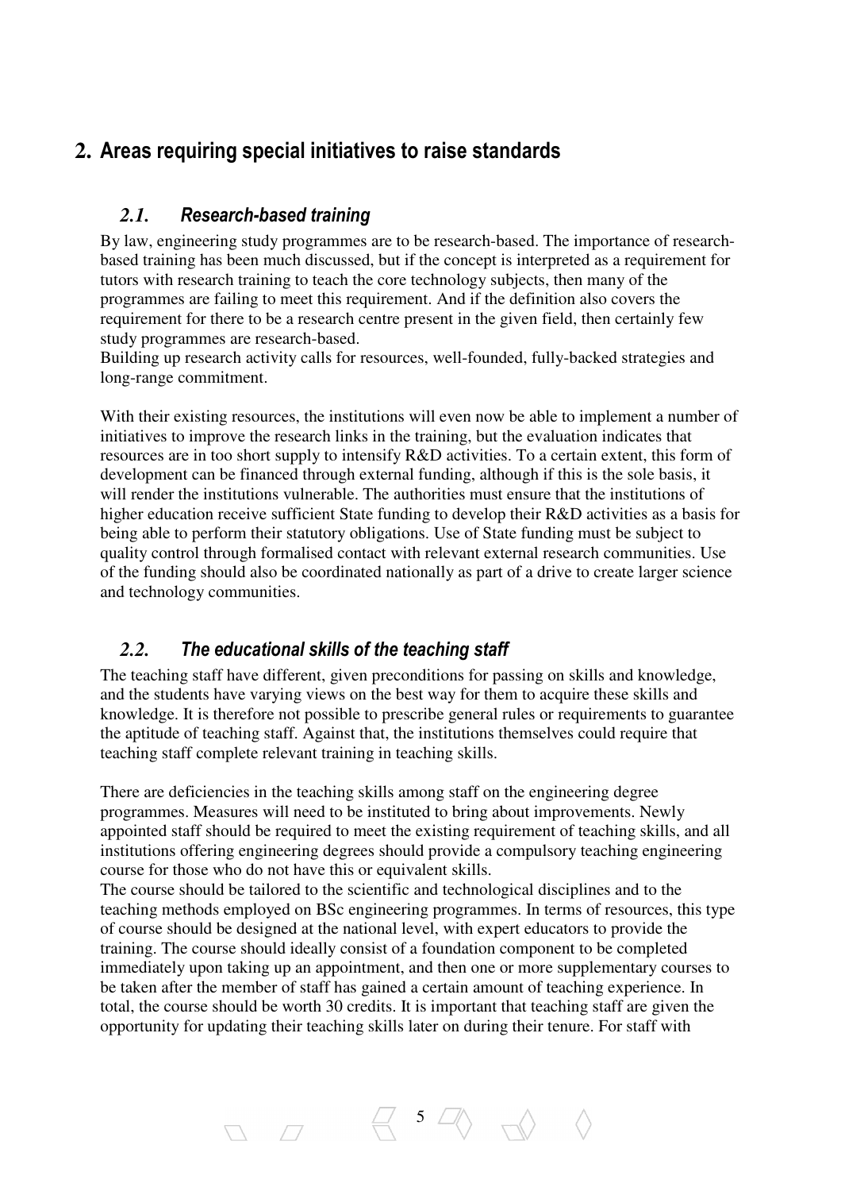## 2. Areas requiring special initiatives to raise standards

### *2.1. Research-based training*

By law, engineering study programmes are to be research-based. The importance of research-based training has been much discussed, but if the concept is interpreted as a requirement for tutors with research training to teach the core technology subjects, then many of the programmes are failing to meet this requirement. And if the definition also covers the requirement for there to be a research centre present in the given field, then certainly few study programmes are research-based.
Building up research activity calls for resources, well-founded, fully-backed strategies and long-range commitment.

With their existing resources, the institutions will even now be able to implement a number of initiatives to improve the research links in the training, but the evaluation indicates that resources are in too short supply to intensify R&D activities. To a certain extent, this form of development can be financed through external funding, although if this is the sole basis, it will render the institutions vulnerable. The authorities must ensure that the institutions of higher education receive sufficient State funding to develop their R&D activities as a basis for being able to perform their statutory obligations. Use of State funding must be subject to quality control through formalised contact with relevant external research communities. Use of the funding should also be coordinated nationally as part of a drive to create larger science and technology communities.

### *2.2. The educational skills of the teaching staff*

The teaching staff have different, given preconditions for passing on skills and knowledge, and the students have varying views on the best way for them to acquire these skills and knowledge. It is therefore not possible to prescribe general rules or requirements to guarantee the aptitude of teaching staff. Against that, the institutions themselves could require that teaching staff complete relevant training in teaching skills.

There are deficiencies in the teaching skills among staff on the engineering degree programmes. Measures will need to be instituted to bring about improvements. Newly appointed staff should be required to meet the existing requirement of teaching skills, and all institutions offering engineering degrees should provide a compulsory teaching engineering course for those who do not have this or equivalent skills.
The course should be tailored to the scientific and technological disciplines and to the teaching methods employed on BSc engineering programmes. In terms of resources, this type of course should be designed at the national level, with expert educators to provide the training. The course should ideally consist of a foundation component to be completed immediately upon taking up an appointment, and then one or more supplementary courses to be taken after the member of staff has gained a certain amount of teaching experience. In total, the course should be worth 30 credits. It is important that teaching staff are given the opportunity for updating their teaching skills later on during their tenure. For staff with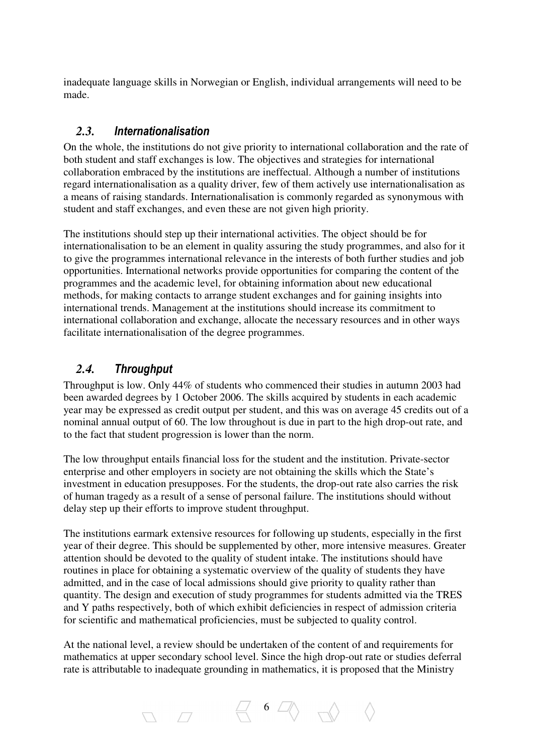inadequate language skills in Norwegian or English, individual arrangements will need to be made.

## 2.3. Internationalisation

On the whole, the institutions do not give priority to international collaboration and the rate of both student and staff exchanges is low. The objectives and strategies for international collaboration embraced by the institutions are ineffectual. Although a number of institutions regard internationalisation as a quality driver, few of them actively use internationalisation as a means of raising standards. Internationalisation is commonly regarded as synonymous with student and staff exchanges, and even these are not given high priority.

The institutions should step up their international activities. The object should be for internationalisation to be an element in quality assuring the study programmes, and also for it to give the programmes international relevance in the interests of both further studies and job opportunities. International networks provide opportunities for comparing the content of the programmes and the academic level, for obtaining information about new educational methods, for making contacts to arrange student exchanges and for gaining insights into international trends. Management at the institutions should increase its commitment to international collaboration and exchange, allocate the necessary resources and in other ways facilitate internationalisation of the degree programmes.

## 2.4. Throughput

Throughput is low. Only 44% of students who commenced their studies in autumn 2003 had been awarded degrees by 1 October 2006. The skills acquired by students in each academic year may be expressed as credit output per student, and this was on average 45 credits out of a nominal annual output of 60. The low throughout is due in part to the high drop-out rate, and to the fact that student progression is lower than the norm.

The low throughput entails financial loss for the student and the institution. Private-sector enterprise and other employers in society are not obtaining the skills which the State's investment in education presupposes. For the students, the drop-out rate also carries the risk of human tragedy as a result of a sense of personal failure. The institutions should without delay step up their efforts to improve student throughput.

The institutions earmark extensive resources for following up students, especially in the first year of their degree. This should be supplemented by other, more intensive measures. Greater attention should be devoted to the quality of student intake. The institutions should have routines in place for obtaining a systematic overview of the quality of students they have admitted, and in the case of local admissions should give priority to quality rather than quantity. The design and execution of study programmes for students admitted via the TRES and Y paths respectively, both of which exhibit deficiencies in respect of admission criteria for scientific and mathematical proficiencies, must be subjected to quality control.

At the national level, a review should be undertaken of the content of and requirements for mathematics at upper secondary school level. Since the high drop-out rate or studies deferral rate is attributable to inadequate grounding in mathematics, it is proposed that the Ministry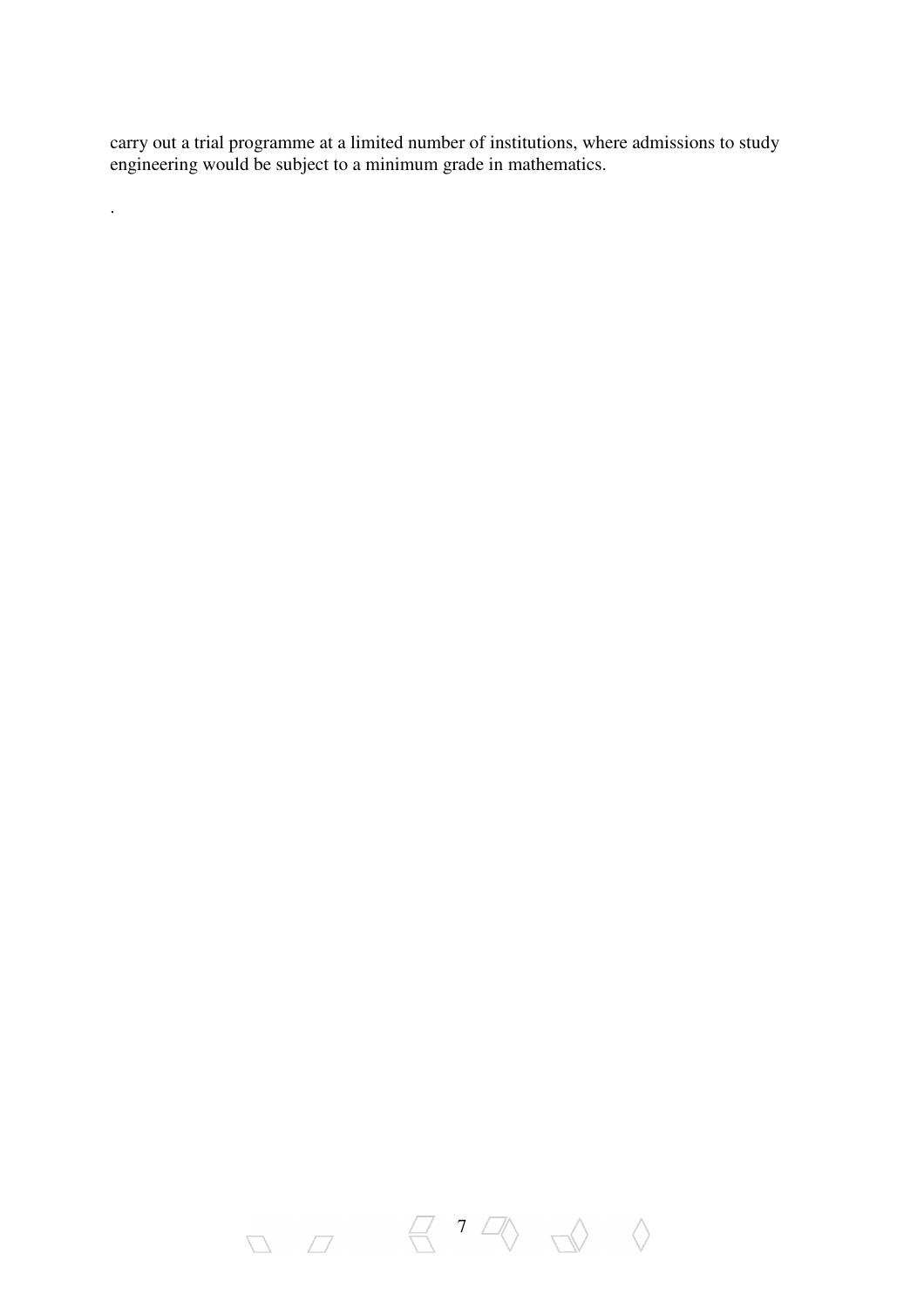carry out a trial programme at a limited number of institutions, where admissions to study engineering would be subject to a minimum grade in mathematics.

.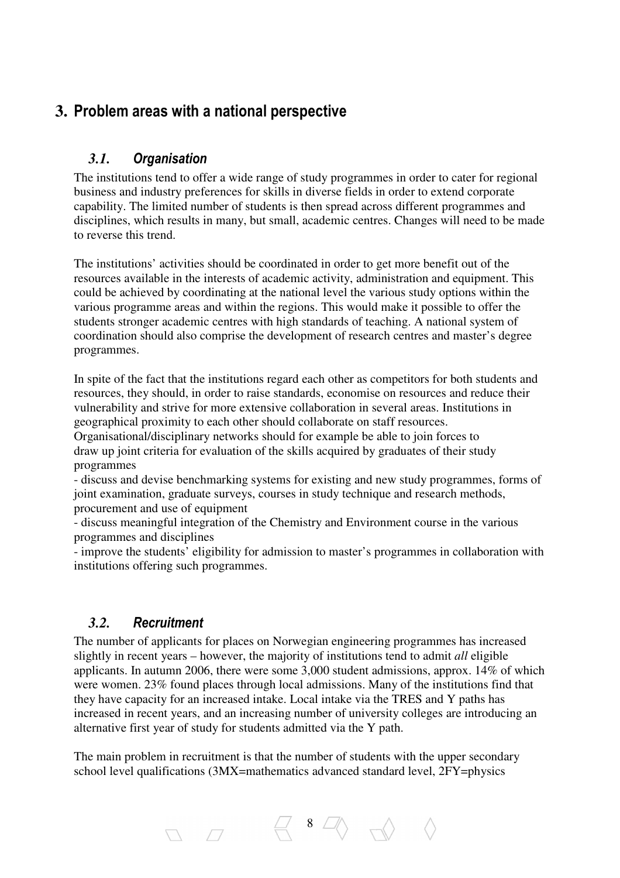# 3. Problem areas with a national perspective

## 3.1. Organisation

The institutions tend to offer a wide range of study programmes in order to cater for regional business and industry preferences for skills in diverse fields in order to extend corporate capability. The limited number of students is then spread across different programmes and disciplines, which results in many, but small, academic centres. Changes will need to be made to reverse this trend.

The institutions' activities should be coordinated in order to get more benefit out of the resources available in the interests of academic activity, administration and equipment. This could be achieved by coordinating at the national level the various study options within the various programme areas and within the regions. This would make it possible to offer the students stronger academic centres with high standards of teaching. A national system of coordination should also comprise the development of research centres and master's degree programmes.

In spite of the fact that the institutions regard each other as competitors for both students and resources, they should, in order to raise standards, economise on resources and reduce their vulnerability and strive for more extensive collaboration in several areas. Institutions in geographical proximity to each other should collaborate on staff resources. Organisational/disciplinary networks should for example be able to join forces to draw up joint criteria for evaluation of the skills acquired by graduates of their study programmes

- discuss and devise benchmarking systems for existing and new study programmes, forms of joint examination, graduate surveys, courses in study technique and research methods, procurement and use of equipment
- discuss meaningful integration of the Chemistry and Environment course in the various programmes and disciplines
- improve the students' eligibility for admission to master's programmes in collaboration with institutions offering such programmes.

## 3.2. Recruitment

The number of applicants for places on Norwegian engineering programmes has increased slightly in recent years – however, the majority of institutions tend to admit *all* eligible applicants. In autumn 2006, there were some 3,000 student admissions, approx. 14% of which were women. 23% found places through local admissions. Many of the institutions find that they have capacity for an increased intake. Local intake via the TRES and Y paths has increased in recent years, and an increasing number of university colleges are introducing an alternative first year of study for students admitted via the Y path.

The main problem in recruitment is that the number of students with the upper secondary school level qualifications (3MX=mathematics advanced standard level, 2FY=physics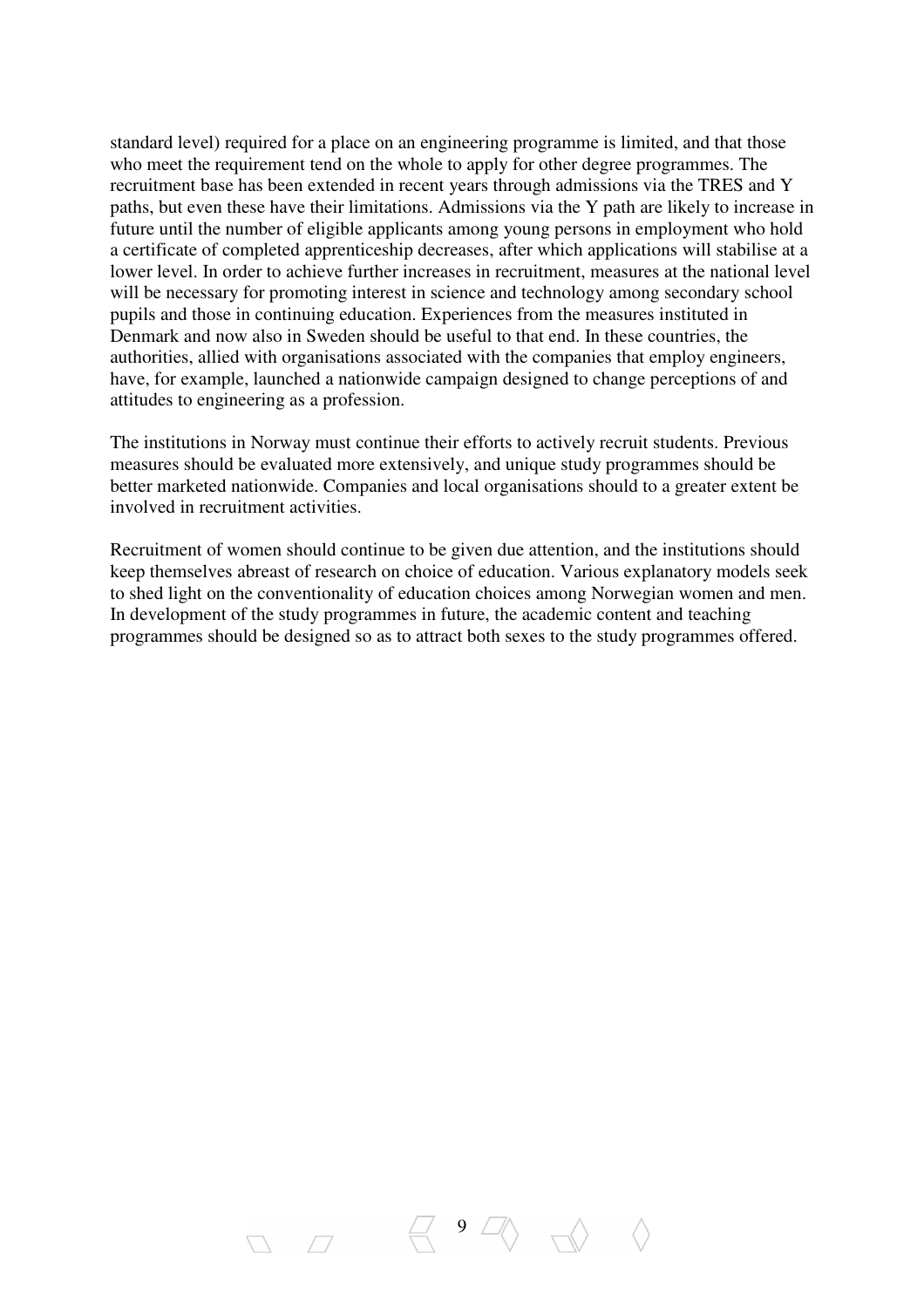standard level) required for a place on an engineering programme is limited, and that those who meet the requirement tend on the whole to apply for other degree programmes. The recruitment base has been extended in recent years through admissions via the TRES and Y paths, but even these have their limitations. Admissions via the Y path are likely to increase in future until the number of eligible applicants among young persons in employment who hold a certificate of completed apprenticeship decreases, after which applications will stabilise at a lower level. In order to achieve further increases in recruitment, measures at the national level will be necessary for promoting interest in science and technology among secondary school pupils and those in continuing education. Experiences from the measures instituted in Denmark and now also in Sweden should be useful to that end. In these countries, the authorities, allied with organisations associated with the companies that employ engineers, have, for example, launched a nationwide campaign designed to change perceptions of and attitudes to engineering as a profession.

The institutions in Norway must continue their efforts to actively recruit students. Previous measures should be evaluated more extensively, and unique study programmes should be better marketed nationwide. Companies and local organisations should to a greater extent be involved in recruitment activities.

Recruitment of women should continue to be given due attention, and the institutions should keep themselves abreast of research on choice of education. Various explanatory models seek to shed light on the conventionality of education choices among Norwegian women and men. In development of the study programmes in future, the academic content and teaching programmes should be designed so as to attract both sexes to the study programmes offered.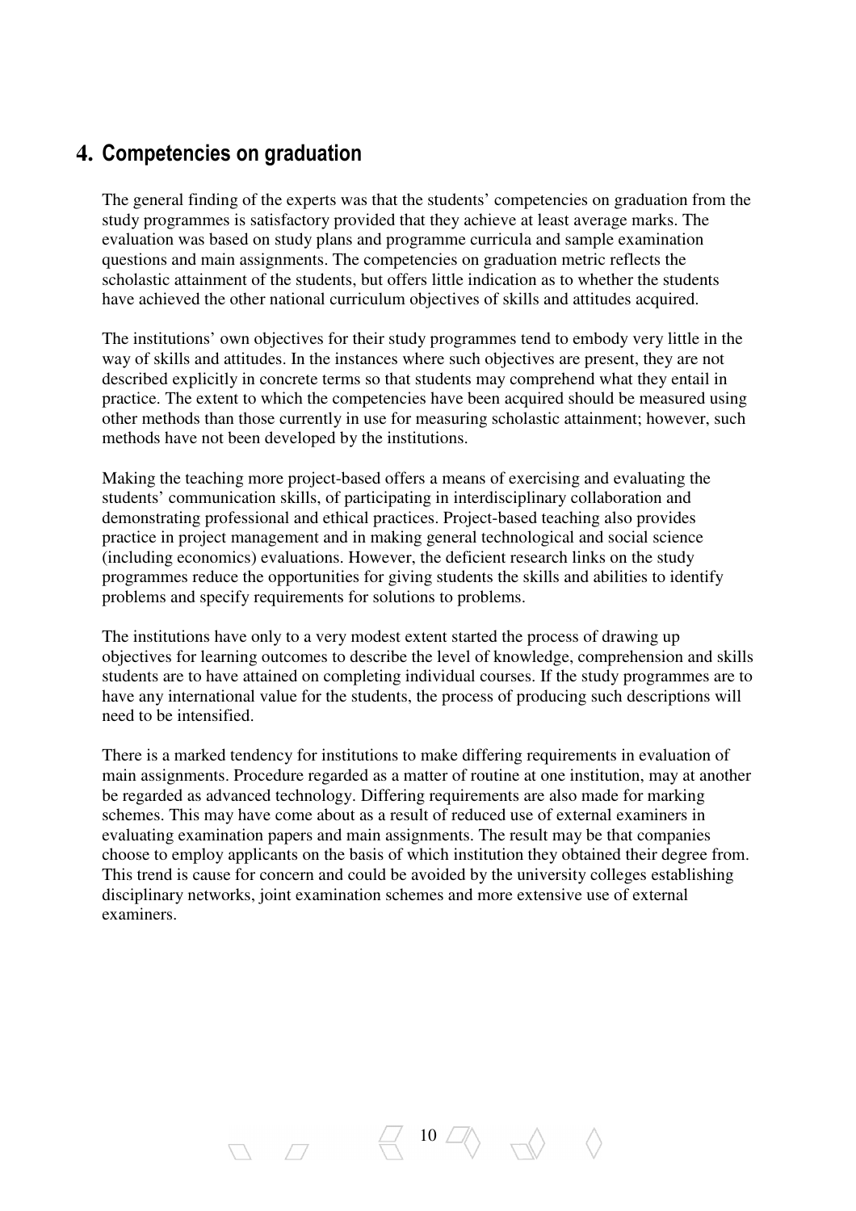## 4. Competencies on graduation

The general finding of the experts was that the students' competencies on graduation from the study programmes is satisfactory provided that they achieve at least average marks. The evaluation was based on study plans and programme curricula and sample examination questions and main assignments. The competencies on graduation metric reflects the scholastic attainment of the students, but offers little indication as to whether the students have achieved the other national curriculum objectives of skills and attitudes acquired.

The institutions' own objectives for their study programmes tend to embody very little in the way of skills and attitudes. In the instances where such objectives are present, they are not described explicitly in concrete terms so that students may comprehend what they entail in practice. The extent to which the competencies have been acquired should be measured using other methods than those currently in use for measuring scholastic attainment; however, such methods have not been developed by the institutions.

Making the teaching more project-based offers a means of exercising and evaluating the students' communication skills, of participating in interdisciplinary collaboration and demonstrating professional and ethical practices. Project-based teaching also provides practice in project management and in making general technological and social science (including economics) evaluations. However, the deficient research links on the study programmes reduce the opportunities for giving students the skills and abilities to identify problems and specify requirements for solutions to problems.

The institutions have only to a very modest extent started the process of drawing up objectives for learning outcomes to describe the level of knowledge, comprehension and skills students are to have attained on completing individual courses. If the study programmes are to have any international value for the students, the process of producing such descriptions will need to be intensified.

There is a marked tendency for institutions to make differing requirements in evaluation of main assignments. Procedure regarded as a matter of routine at one institution, may at another be regarded as advanced technology. Differing requirements are also made for marking schemes. This may have come about as a result of reduced use of external examiners in evaluating examination papers and main assignments. The result may be that companies choose to employ applicants on the basis of which institution they obtained their degree from. This trend is cause for concern and could be avoided by the university colleges establishing disciplinary networks, joint examination schemes and more extensive use of external examiners.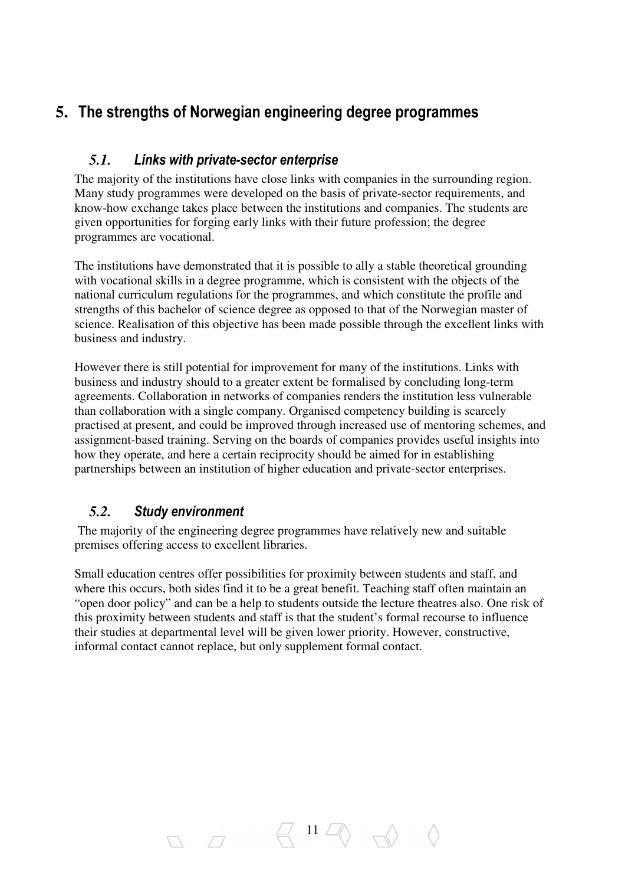# 5. The strengths of Norwegian engineering degree programmes

## *5.1. Links with private-sector enterprise*

The majority of the institutions have close links with companies in the surrounding region. Many study programmes were developed on the basis of private-sector requirements, and know-how exchange takes place between the institutions and companies. The students are given opportunities for forging early links with their future profession; the degree programmes are vocational.

The institutions have demonstrated that it is possible to ally a stable theoretical grounding with vocational skills in a degree programme, which is consistent with the objects of the national curriculum regulations for the programmes, and which constitute the profile and strengths of this bachelor of science degree as opposed to that of the Norwegian master of science. Realisation of this objective has been made possible through the excellent links with business and industry.

However there is still potential for improvement for many of the institutions. Links with business and industry should to a greater extent be formalised by concluding long-term agreements. Collaboration in networks of companies renders the institution less vulnerable than collaboration with a single company. Organised competency building is scarcely practised at present, and could be improved through increased use of mentoring schemes, and assignment-based training. Serving on the boards of companies provides useful insights into how they operate, and here a certain reciprocity should be aimed for in establishing partnerships between an institution of higher education and private-sector enterprises.

## *5.2. Study environment*

The majority of the engineering degree programmes have relatively new and suitable premises offering access to excellent libraries.

Small education centres offer possibilities for proximity between students and staff, and where this occurs, both sides find it to be a great benefit. Teaching staff often maintain an "open door policy" and can be a help to students outside the lecture theatres also. One risk of this proximity between students and staff is that the student's formal recourse to influence their studies at departmental level will be given lower priority. However, constructive, informal contact cannot replace, but only supplement formal contact.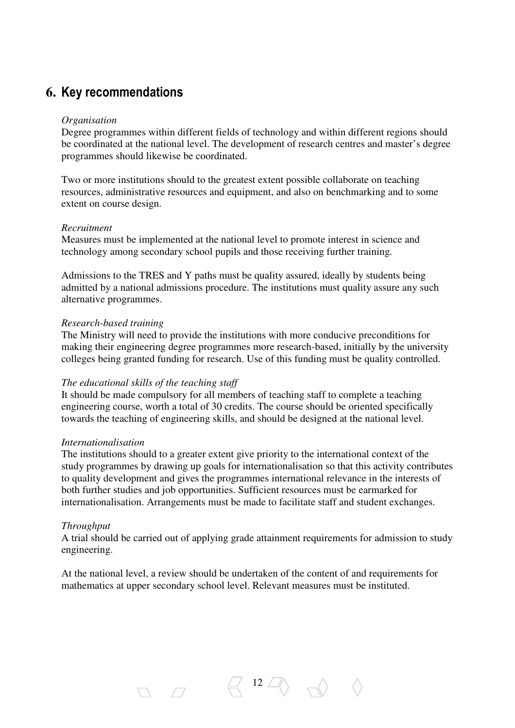## 6. Key recommendations

*Organisation*

Degree programmes within different fields of technology and within different regions should be coordinated at the national level. The development of research centres and master's degree programmes should likewise be coordinated.

Two or more institutions should to the greatest extent possible collaborate on teaching resources, administrative resources and equipment, and also on benchmarking and to some extent on course design.

*Recruitment*

Measures must be implemented at the national level to promote interest in science and technology among secondary school pupils and those receiving further training.

Admissions to the TRES and Y paths must be quality assured, ideally by students being admitted by a national admissions procedure. The institutions must quality assure any such alternative programmes.

*Research-based training*

The Ministry will need to provide the institutions with more conducive preconditions for making their engineering degree programmes more research-based, initially by the university colleges being granted funding for research. Use of this funding must be quality controlled.

*The educational skills of the teaching staff*

It should be made compulsory for all members of teaching staff to complete a teaching engineering course, worth a total of 30 credits. The course should be oriented specifically towards the teaching of engineering skills, and should be designed at the national level.

*Internationalisation*

The institutions should to a greater extent give priority to the international context of the study programmes by drawing up goals for internationalisation so that this activity contributes to quality development and gives the programmes international relevance in the interests of both further studies and job opportunities. Sufficient resources must be earmarked for internationalisation. Arrangements must be made to facilitate staff and student exchanges.

*Throughput*

A trial should be carried out of applying grade attainment requirements for admission to study engineering.

At the national level, a review should be undertaken of the content of and requirements for mathematics at upper secondary school level. Relevant measures must be instituted.